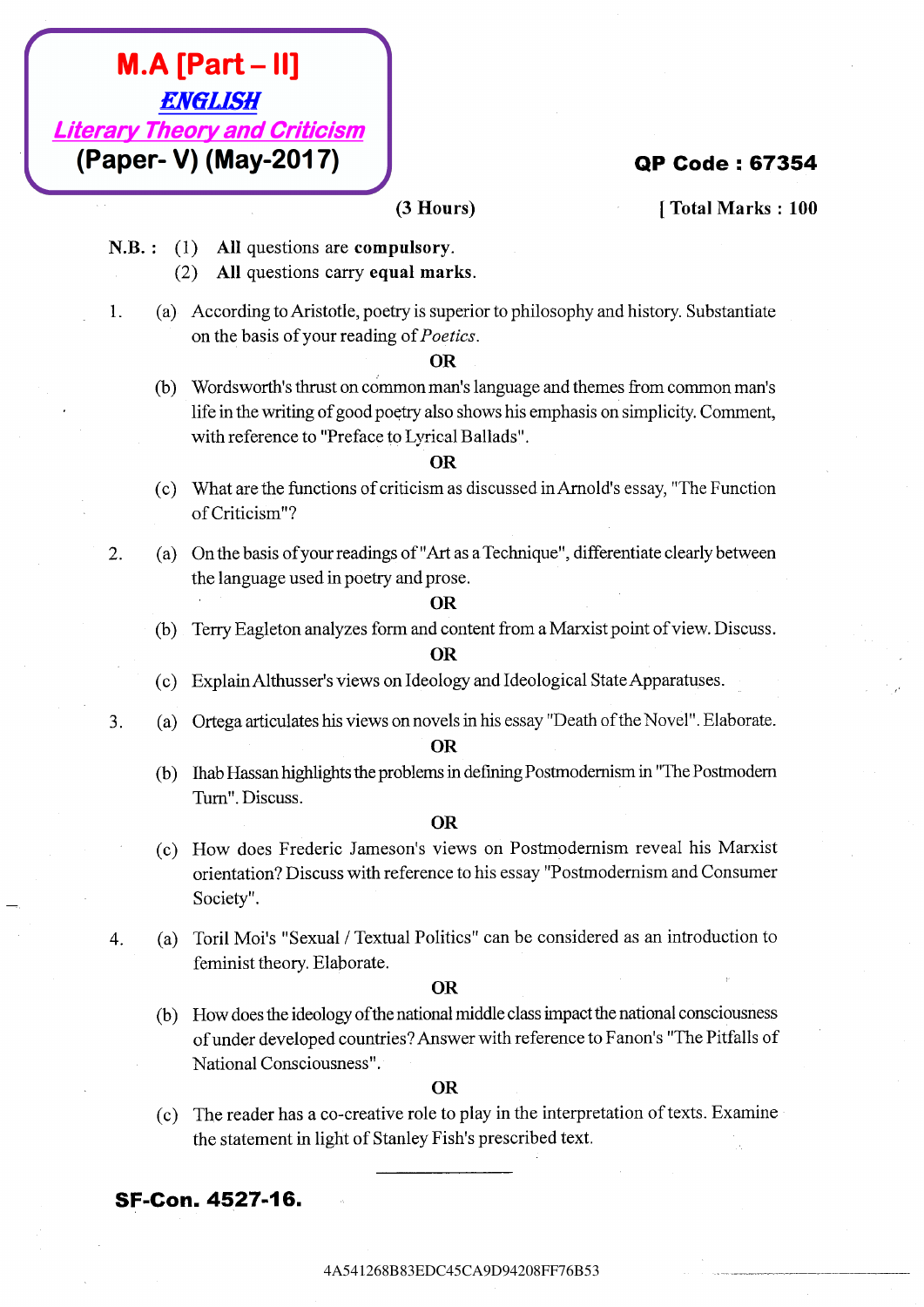# M.A [Part – II]

## *ENGLISH*

## *Literary Theory and Criticism*

## (Paper- V) (May-2017)

**QP Code : 67354**

**(3 Hours)** **[ Total Marks : 100**

**N.B. :** (1) **All** questions are **compulsory**.

(2) **All** questions carry **equal marks**.

1. (a) According to Aristotle, poetry is superior to philosophy and history. Substantiate on the basis of your reading of *Poetics*.

   **OR**

   (b) Wordsworth's thrust on common man's language and themes from common man's life in the writing of good poetry also shows his emphasis on simplicity. Comment, with reference to "Preface to Lyrical Ballads".

   **OR**

   (c) What are the functions of criticism as discussed in Arnold's essay, "The Function of Criticism"?

2. (a) On the basis of your readings of "Art as a Technique", differentiate clearly between the language used in poetry and prose.

   **OR**

   (b) Terry Eagleton analyzes form and content from a Marxist point of view. Discuss.

   **OR**

   (c) Explain Althusser's views on Ideology and Ideological State Apparatuses.

3. (a) Ortega articulates his views on novels in his essay "Death of the Novel". Elaborate.

   **OR**

   (b) Ihab Hassan highlights the problems in defining Postmodernism in "The Postmodern Turn". Discuss.

   **OR**

   (c) How does Frederic Jameson's views on Postmodernism reveal his Marxist orientation? Discuss with reference to his essay "Postmodernism and Consumer Society".

4. (a) Toril Moi's "Sexual / Textual Politics" can be considered as an introduction to feminist theory. Elaborate.

   **OR**

   (b) How does the ideology of the national middle class impact the national consciousness of under developed countries? Answer with reference to Fanon's "The Pitfalls of National Consciousness".

   **OR**

   (c) The reader has a co-creative role to play in the interpretation of texts. Examine the statement in light of Stanley Fish's prescribed text.

---

**SF-Con. 4527-16.**

4A541268B83EDC45CA9D94208FF76B53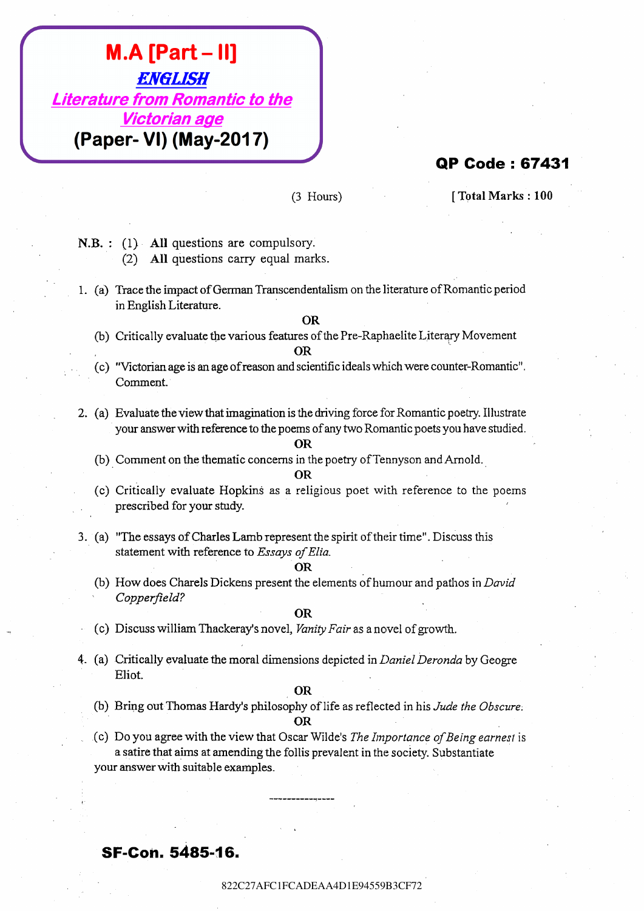# M.A [Part – II]

## ENGLISH

## Literature from Romantic to the Victorian age

## (Paper- VI) (May-2017)

**QP Code : 67431**

(3 Hours) [ Total Marks : 100

N.B. : (1) **All** questions are compulsory.
(2) **All** questions carry equal marks.

1. (a) Trace the impact of German Transcendentalism on the literature of Romantic period in English Literature.

OR

(b) Critically evaluate the various features of the Pre-Raphaelite Literary Movement

OR

(c) "Victorian age is an age of reason and scientific ideals which were counter-Romantic". Comment.

2. (a) Evaluate the view that imagination is the driving force for Romantic poetry. Illustrate your answer with reference to the poems of any two Romantic poets you have studied.

OR

(b) Comment on the thematic concerns in the poetry of Tennyson and Arnold.

OR

(c) Critically evaluate Hopkins as a religious poet with reference to the poems prescribed for your study.

3. (a) "The essays of Charles Lamb represent the spirit of their time". Discuss this statement with reference to *Essays of Elia.*

OR

(b) How does Charels Dickens present the elements of humour and pathos in *David Copperfield?*

OR

(c) Discuss william Thackeray's novel, *Vanity Fair* as a novel of growth.

4. (a) Critically evaluate the moral dimensions depicted in *Daniel Deronda* by Geogre Eliot.

OR

(b) Bring out Thomas Hardy's philosophy of life as reflected in his *Jude the Obscure.*

OR

(c) Do you agree with the view that Oscar Wilde's *The Importance of Being earnest* is a satire that aims at amending the follis prevalent in the society. Substantiate your answer with suitable examples.

---------------

**SF-Con. 5485-16.**

822C27AFC1FCADEAA4D1E94559B3CF72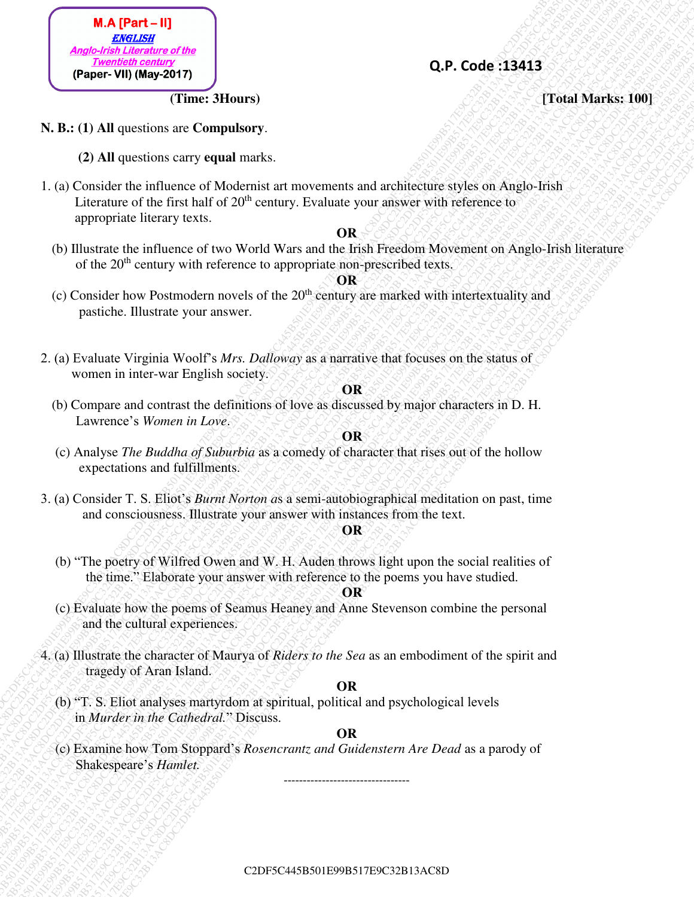**M.A [Part – II]**
**ENGLISH**
***Anglo-Irish Literature of the Twentieth century***
**(Paper- VII) (May-2017)**

**Q.P. Code :13413**

**(Time: 3Hours)** **[Total Marks: 100]**

**N. B.: (1) All** questions are **Compulsory**.

**(2) All** questions carry **equal** marks.

1. (a) Consider the influence of Modernist art movements and architecture styles on Anglo-Irish Literature of the first half of 20th century. Evaluate your answer with reference to appropriate literary texts.

**OR**

(b) Illustrate the influence of two World Wars and the Irish Freedom Movement on Anglo-Irish literature of the 20th century with reference to appropriate non-prescribed texts.

**OR**

(c) Consider how Postmodern novels of the 20th century are marked with intertextuality and pastiche. Illustrate your answer.

2. (a) Evaluate Virginia Woolf's *Mrs. Dalloway* as a narrative that focuses on the status of women in inter-war English society.

**OR**

(b) Compare and contrast the definitions of love as discussed by major characters in D. H. Lawrence's *Women in Love*.

**OR**

(c) Analyse *The Buddha of Suburbia* as a comedy of character that rises out of the hollow expectations and fulfillments.

3. (a) Consider T. S. Eliot's *Burnt Norton* as a semi-autobiographical meditation on past, time and consciousness. Illustrate your answer with instances from the text.

**OR**

(b) "The poetry of Wilfred Owen and W. H. Auden throws light upon the social realities of the time." Elaborate your answer with reference to the poems you have studied.

**OR**

(c) Evaluate how the poems of Seamus Heaney and Anne Stevenson combine the personal and the cultural experiences.

4. (a) Illustrate the character of Maurya of *Riders to the Sea* as an embodiment of the spirit and tragedy of Aran Island.

**OR**

(b) "T. S. Eliot analyses martyrdom at spiritual, political and psychological levels in *Murder in the Cathedral.*" Discuss.

**OR**

(c) Examine how Tom Stoppard's *Rosencrantz and Guidenstern Are Dead* as a parody of Shakespeare's *Hamlet.*

---------------------------------

C2DF5C445B501E99B517E9C32B13AC8D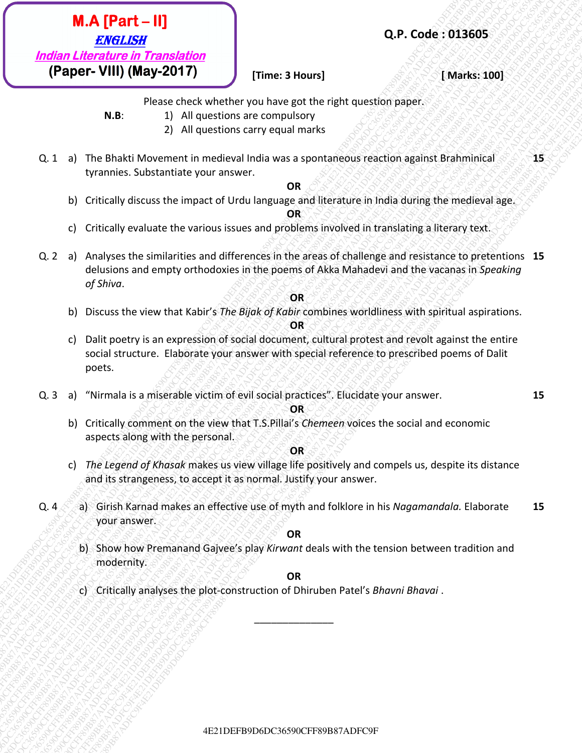**M.A [Part – II]**
**ENGLISH**
***Indian Literature in Translation***
**(Paper- VIII) (May-2017)**

**Q.P. Code : 013605**

**[Time: 3 Hours]** **[ Marks: 100]**

Please check whether you have got the right question paper.

**N.B**: 1) All questions are compulsory
2) All questions carry equal marks

Q. 1 a) The Bhakti Movement in medieval India was a spontaneous reaction against Brahminical tyrannies. Substantiate your answer. **15**

**OR**

b) Critically discuss the impact of Urdu language and literature in India during the medieval age.

**OR**

c) Critically evaluate the various issues and problems involved in translating a literary text.

Q. 2 a) Analyses the similarities and differences in the areas of challenge and resistance to pretentions delusions and empty orthodoxies in the poems of Akka Mahadevi and the vacanas in *Speaking of Shiva*. **15**

**OR**

b) Discuss the view that Kabir's *The Bijak of Kabir* combines worldliness with spiritual aspirations.

**OR**

c) Dalit poetry is an expression of social document, cultural protest and revolt against the entire social structure. Elaborate your answer with special reference to prescribed poems of Dalit poets.

Q. 3 a) "Nirmala is a miserable victim of evil social practices". Elucidate your answer. **15**

**OR**

b) Critically comment on the view that T.S.Pillai's *Chemeen* voices the social and economic aspects along with the personal.

**OR**

c) *The Legend of Khasak* makes us view village life positively and compels us, despite its distance and its strangeness, to accept it as normal. Justify your answer.

Q. 4 a) Girish Karnad makes an effective use of myth and folklore in his *Nagamandala.* Elaborate your answer. **15**

**OR**

b) Show how Premanand Gajvee's play *Kirwant* deals with the tension between tradition and modernity.

**OR**

c) Critically analyses the plot-construction of Dhiruben Patel's *Bhavni Bhavai* .

______________

4E21DEFB9D6DC36590CFF89B87ADFC9F